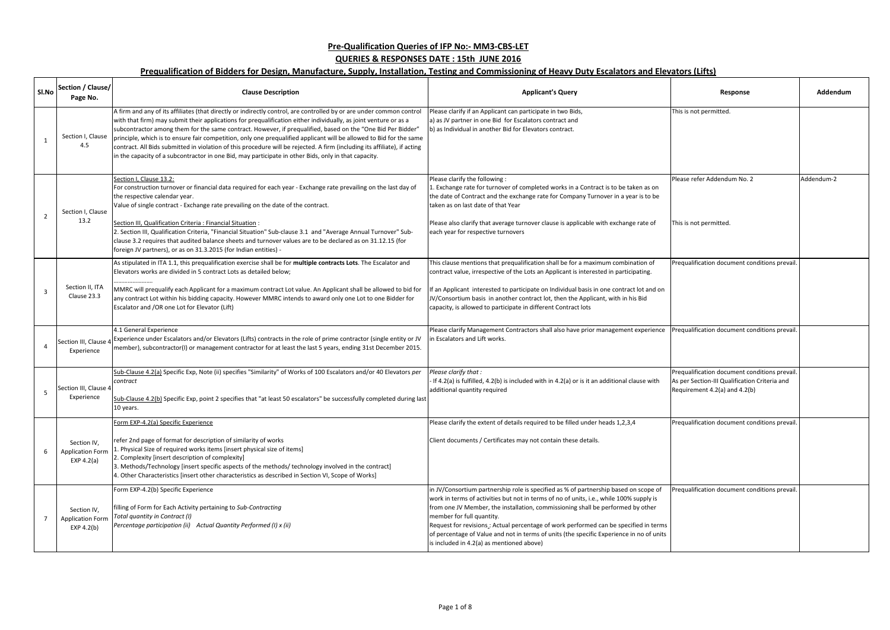## Pre-Qualification Queries of IFP No:- MM3-CBS-LET

## QUERIES & RESPONSES DATE : 15th JUNE 2016

## Prequalification of Bidders for Design, Manufacture, Supply, Installation, Testing and Commissioning of Heavy Duty Escalators and Elevators (Lifts)

| Sl.No | Section / Clause/ Page No. | Clause Description | Applicant's Query | Response | Addendum |
|---|---|---|---|---|---|
| 1 | Section I, Clause 4.5 | A firm and any of its affiliates (that directly or indirectly control, are controlled by or are under common control with that firm) may submit their applications for prequalification either individually, as joint venture or as a subcontractor among them for the same contract. However, if prequalified, based on the "One Bid Per Bidder" principle, which is to ensure fair competition, only one prequalified applicant will be allowed to Bid for the same contract. All Bids submitted in violation of this procedure will be rejected. A firm (including its affiliate), if acting in the capacity of a subcontractor in one Bid, may participate in other Bids, only in that capacity. | Please clarify if an Applicant can participate in two Bids,<br>a) as JV partner in one Bid for Escalators contract and<br>b) as Individual in another Bid for Elevators contract. | This is not permitted. | |
| 2 | Section I, Clause 13.2 | Section I, Clause 13.2:<br>For construction turnover or financial data required for each year - Exchange rate prevailing on the last day of the respective calendar year.<br>Value of single contract - Exchange rate prevailing on the date of the contract.<br><br>Section III, Qualification Criteria : Financial Situation :<br>2. Section III, Qualification Criteria, "Financial Situation" Sub-clause 3.1 and "Average Annual Turnover" Sub-clause 3.2 requires that audited balance sheets and turnover values are to be declared as on 31.12.15 (for foreign JV partners), or as on 31.3.2015 (for Indian entities) - | Please clarify the following :<br>1. Exchange rate for turnover of completed works in a Contract is to be taken as on the date of Contract and the exchange rate for Company Turnover in a year is to be taken as on last date of that Year<br><br>Please also clarify that average turnover clause is applicable with exchange rate of each year for respective turnovers | Please refer Addendum No. 2<br><br>This is not permitted. | Addendum-2 |
| 3 | Section II, ITA Clause 23.3 | As stipulated in ITA 1.1, this prequalification exercise shall be for **multiple contracts Lots**. The Escalator and Elevators works are divided in 5 contract Lots as detailed below;<br>.......................<br>MMRC will prequalify each Applicant for a maximum contract Lot value. An Applicant shall be allowed to bid for any contract Lot within his bidding capacity. However MMRC intends to award only one Lot to one Bidder for Escalator and /OR one Lot for Elevator (Lift) | This clause mentions that prequalification shall be for a maximum combination of contract value, irrespective of the Lots an Applicant is interested in participating.<br><br>If an Applicant interested to participate on Individual basis in one contract lot and on JV/Consortium basis in another contract lot, then the Applicant, with in his Bid capacity, is allowed to participate in different Contract lots | Prequalification document conditions prevail. | |
| 4 | Section III, Clause 4 Experience | 4.1 General Experience<br>Experience under Escalators and/or Elevators (Lifts) contracts in the role of prime contractor (single entity or JV member), subcontractor(I) or management contractor for at least the last 5 years, ending 31st December 2015. | Please clarify Management Contractors shall also have prior management experience in Escalators and Lift works. | Prequalification document conditions prevail. | |
| 5 | Section III, Clause 4 Experience | Sub-Clause 4.2(a) Specific Exp, Note (ii) specifies "Similarity" of Works of 100 Escalators and/or 40 Elevators *per contract*<br><br>Sub-Clause 4.2(b) Specific Exp, point 2 specifies that "at least 50 escalators" be successfully completed during last 10 years. | *Please clarify that :*<br>- If 4.2(a) is fulfilled, 4.2(b) is included with in 4.2(a) or is it an additional clause with additional quantity required | Prequalification document conditions prevail. As per Section-III Qualification Criteria and Requirement 4.2(a) and 4.2(b) | |
| 6 | Section IV, Application Form EXP 4.2(a) | Form EXP-4.2(a) Specific Experience<br><br>refer 2nd page of format for description of similarity of works<br>1. Physical Size of required works items [insert physical size of items]<br>2. Complexity [insert description of complexity]<br>3. Methods/Technology [insert specific aspects of the methods/ technology involved in the contract]<br>4. Other Characteristics [insert other characteristics as described in Section VI, Scope of Works] | Please clarify the extent of details required to be filled under heads 1,2,3,4<br><br>Client documents / Certificates may not contain these details. | Prequalification document conditions prevail. | |
| 7 | Section IV, Application Form EXP 4.2(b) | Form EXP-4.2(b) Specific Experience<br><br>filling of Form for Each Activity pertaining to *Sub-Contracting*<br>*Total quantity in Contract (I)*<br>*Percentage participation (ii) Actual Quantity Performed (I) x (ii)* | in JV/Consortium partnership role is specified as % of partnership based on scope of work in terms of activities but not in terms of no of units, i.e., while 100% supply is from one JV Member, the installation, commissioning shall be performed by other member for full quantity.<br>Request for revisions : Actual percentage of work performed can be specified in terms of percentage of Value and not in terms of units (the specific Experience in no of units is included in 4.2(a) as mentioned above) | Prequalification document conditions prevail. | |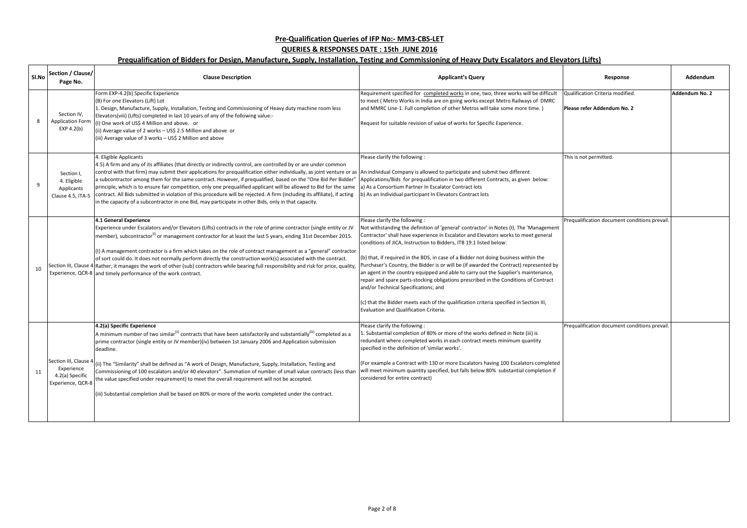## Pre-Qualification Queries of IFP No:- MM3-CBS-LET

## QUERIES & RESPONSES DATE : 15th JUNE 2016

## Prequalification of Bidders for Design, Manufacture, Supply, Installation, Testing and Commissioning of Heavy Duty Escalators and Elevators (Lifts)

| Sl.No | Section / Clause/ Page No. | Clause Description | Applicant's Query | Response | Addendum |
|---|---|---|---|---|---|
| 8 | Section IV, Application Form EXP 4.2(b) | Form EXP-4.2(b) Specific Experience<br>(B) For one Elevators (Lift) Lot<br>1. Design, Manufacture, Supply, Installation, Testing and Commissioning of Heavy duty machine room less Elevators(viii) (Lifts) completed in last 10 years of any of the following value:-<br>(I) One work of US$ 4 Million and above. or<br>(ii) Average value of 2 works – US$ 2.5 Million and above or<br>(iii) Average value of 3 works – US$ 2 Million and above | Requirement specified for completed works in one, two, three works will be difficult to meet ( Metro Works in India are on going works except Metro Railways of DMRC and MMRC Line-1. Full completion of other Metros will take some more time. )<br><br>Request for suitable revision of value of works for Specific Experience. | Qualification Criteria modified.<br><br>**Please refer Addendum No. 2** | **Addendum No. 2** |
| 9 | Section I, 4. Eligible Applicants Clause 4.5, ITA-5 | 4. Eligible Applicants<br>4.5) A firm and any of its affiliates (that directly or indirectly control, are controlled by or are under common control with that firm) may submit their applications for prequalification either individually, as joint venture or as a subcontractor among them for the same contract. However, if prequalified, based on the "One Bid Per Bidder" principle, which is to ensure fair competition, only one prequalified applicant will be allowed to Bid for the same contract. All Bids submitted in violation of this procedure will be rejected. A firm (including its affiliate), if acting in the capacity of a subcontractor in one Bid, may participate in other Bids, only in that capacity. | Please clarify the following :<br>An individual Company is allowed to participate and submit two different Applications/Bids for prequalification in two different Contracts, as given below:<br>a) As a Consortium Partner In Escalator Contract lots<br>b) As an Individual participant In Elevators Contract lots | This is not permitted. | |
| 10 | Section III, Clause 4 Experience, QCR-8 | **4.1 General Experience**<br>Experience under Escalators and/or Elevators (Lifts) contracts in the role of prime contractor (single entity or JV member), subcontractor[I] or management contractor for at least the last 5 years, ending 31st December 2015.<br><br>(I) A management contractor is a firm which takes on the role of contract management as a "general" contractor of sort could do. It does not normally perform directly the construction work(s) associated with the contract. Rather, it manages the work of other (sub) contractors while bearing full responsibility and risk for price, quality, and timely performance of the work contract. | Please clarify the following :<br>Not withstanding the definition of 'general' contractor' in Notes (I), The 'Management Contractor' shall have experience in Escalator and Elevators works to meet general conditions of JICA, Instruction to Bidders, ITB 19.1 listed below:<br><br>(b) that, if required in the BDS, in case of a Bidder not doing business within the Purchaser's Country, the Bidder is or will be (if awarded the Contract) represented by an agent in the country equipped and able to carry out the Supplier's maintenance, repair and spare parts-stocking obligations prescribed in the Conditions of Contract and/or Technical Specifications; and<br><br>(c) that the Bidder meets each of the qualification criteria specified in Section III, Evaluation and Qualification Criteria. | Prequalification document conditions prevail. | |
| 11 | Section III, Clause 4 Experience 4.2(a) Specific Experience, QCR-8 | **4.2(a) Specific Experience**<br>A minimum number of two similar[ii] contracts that have been satisfactorily and substantially[iii] completed as a prime contractor (single entity or JV member)(iv) between 1st January 2006 and Application submission deadline.<br><br>(ii) The "Similarity" shall be defined as "A work of Design, Manufacture, Supply, Installation, Testing and Commissioning of 100 escalators and/or 40 elevators". Summation of number of small value contracts (less than the value specified under requirement) to meet the overall requirement will not be accepted.<br><br>(iii) Substantial completion shall be based on 80% or more of the works completed under the contract. | Please clarify the following :<br>1. Substantial completion of 80% or more of the works defined in Note (iii) is redundant where completed works in each contract meets minimum quantity specified in the definition of 'similar works'.<br><br>(For example a Contract with 130 or more Escalators having 100 Escalators completed will meet minimum quantity specified, but falls below 80% substantial completion if considered for entire contract) | Prequalification document conditions prevail. | |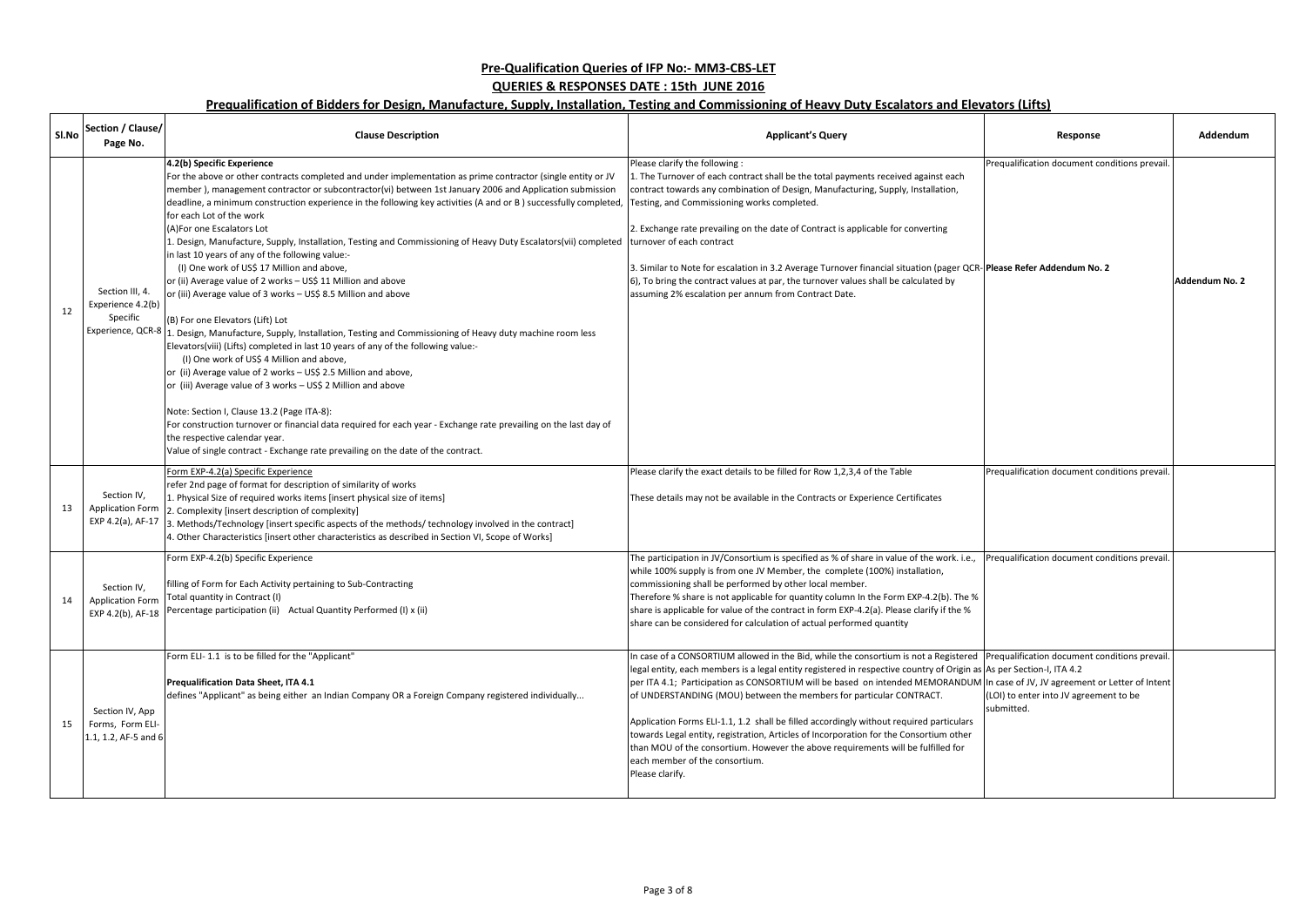## Pre-Qualification Queries of IFP No:- MM3-CBS-LET

## QUERIES & RESPONSES DATE : 15th JUNE 2016

## Prequalification of Bidders for Design, Manufacture, Supply, Installation, Testing and Commissioning of Heavy Duty Escalators and Elevators (Lifts)

| Sl.No | Section / Clause/ Page No. | Clause Description | Applicant's Query | Response | Addendum |
|---|---|---|---|---|---|
| 12 | Section III, 4. Experience 4.2(b) Specific Experience, QCR-8 | **4.2(b) Specific Experience**<br>For the above or other contracts completed and under implementation as prime contractor (single entity or JV member ), management contractor or subcontractor(vi) between 1st January 2006 and Application submission deadline, a minimum construction experience in the following key activities (A and or B ) successfully completed, for each Lot of the work<br>(A)For one Escalators Lot<br>1. Design, Manufacture, Supply, Installation, Testing and Commissioning of Heavy Duty Escalators(vii) completed in last 10 years of any of the following value:-<br>(I) One work of US$ 17 Million and above,<br>or (ii) Average value of 2 works – US$ 11 Million and above<br>or (iii) Average value of 3 works – US$ 8.5 Million and above<br><br>(B) For one Elevators (Lift) Lot<br>1. Design, Manufacture, Supply, Installation, Testing and Commissioning of Heavy duty machine room less Elevators(viii) (Lifts) completed in last 10 years of any of the following value:-<br>(I) One work of US$ 4 Million and above,<br>or (ii) Average value of 2 works – US$ 2.5 Million and above,<br>or (iii) Average value of 3 works – US$ 2 Million and above<br><br>Note: Section I, Clause 13.2 (Page ITA-8):<br>For construction turnover or financial data required for each year - Exchange rate prevailing on the last day of the respective calendar year.<br>Value of single contract - Exchange rate prevailing on the date of the contract. | Please clarify the following :<br>1. The Turnover of each contract shall be the total payments received against each contract towards any combination of Design, Manufacturing, Supply, Installation, Testing, and Commissioning works completed.<br><br>2. Exchange rate prevailing on the date of Contract is applicable for converting turnover of each contract<br><br>3. Similar to Note for escalation in 3.2 Average Turnover financial situation (pager QCR-6), To bring the contract values at par, the turnover values shall be calculated by assuming 2% escalation per annum from Contract Date. | Prequalification document conditions prevail.<br><br><br><br><br><br>**Please Refer Addendum No. 2** | **Addendum No. 2** |
| 13 | Section IV, Application Form EXP 4.2(a), AF-17 | Form EXP-4.2(a) Specific Experience<br>refer 2nd page of format for description of similarity of works<br>1. Physical Size of required works items [insert physical size of items]<br>2. Complexity [insert description of complexity]<br>3. Methods/Technology [insert specific aspects of the methods/ technology involved in the contract]<br>4. Other Characteristics [insert other characteristics as described in Section VI, Scope of Works] | Please clarify the exact details to be filled for Row 1,2,3,4 of the Table<br><br>These details may not be available in the Contracts or Experience Certificates | Prequalification document conditions prevail. | |
| 14 | Section IV, Application Form EXP 4.2(b), AF-18 | Form EXP-4.2(b) Specific Experience<br><br>filling of Form for Each Activity pertaining to Sub-Contracting<br>Total quantity in Contract (I)<br>Percentage participation (ii) Actual Quantity Performed (I) x (ii) | The participation in JV/Consortium is specified as % of share in value of the work. i.e., while 100% supply is from one JV Member, the complete (100%) installation, commissioning shall be performed by other local member.<br>Therefore % share is not applicable for quantity column In the Form EXP-4.2(b). The % share is applicable for value of the contract in form EXP-4.2(a). Please clarify if the % share can be considered for calculation of actual performed quantity | Prequalification document conditions prevail. | |
| 15 | Section IV, App Forms, Form ELI-1.1, 1.2, AF-5 and 6 | Form ELI- 1.1 is to be filled for the "Applicant"<br><br>**Prequalification Data Sheet, ITA 4.1**<br>defines "Applicant" as being either an Indian Company OR a Foreign Company registered individually... | In case of a CONSORTIUM allowed in the Bid, while the consortium is not a Registered legal entity, each members is a legal entity registered in respective country of Origin as per ITA 4.1; Participation as CONSORTIUM will be based on intended MEMORANDUM of UNDERSTANDING (MOU) between the members for particular CONTRACT.<br><br>Application Forms ELI-1.1, 1.2 shall be filled accordingly without required particulars towards Legal entity, registration, Articles of Incorporation for the Consortium other than MOU of the consortium. However the above requirements will be fulfilled for each member of the consortium.<br>Please clarify. | Prequalification document conditions prevail.<br>As per Section-I, ITA 4.2<br>In case of JV, JV agreement or Letter of Intent (LOI) to enter into JV agreement to be submitted. | |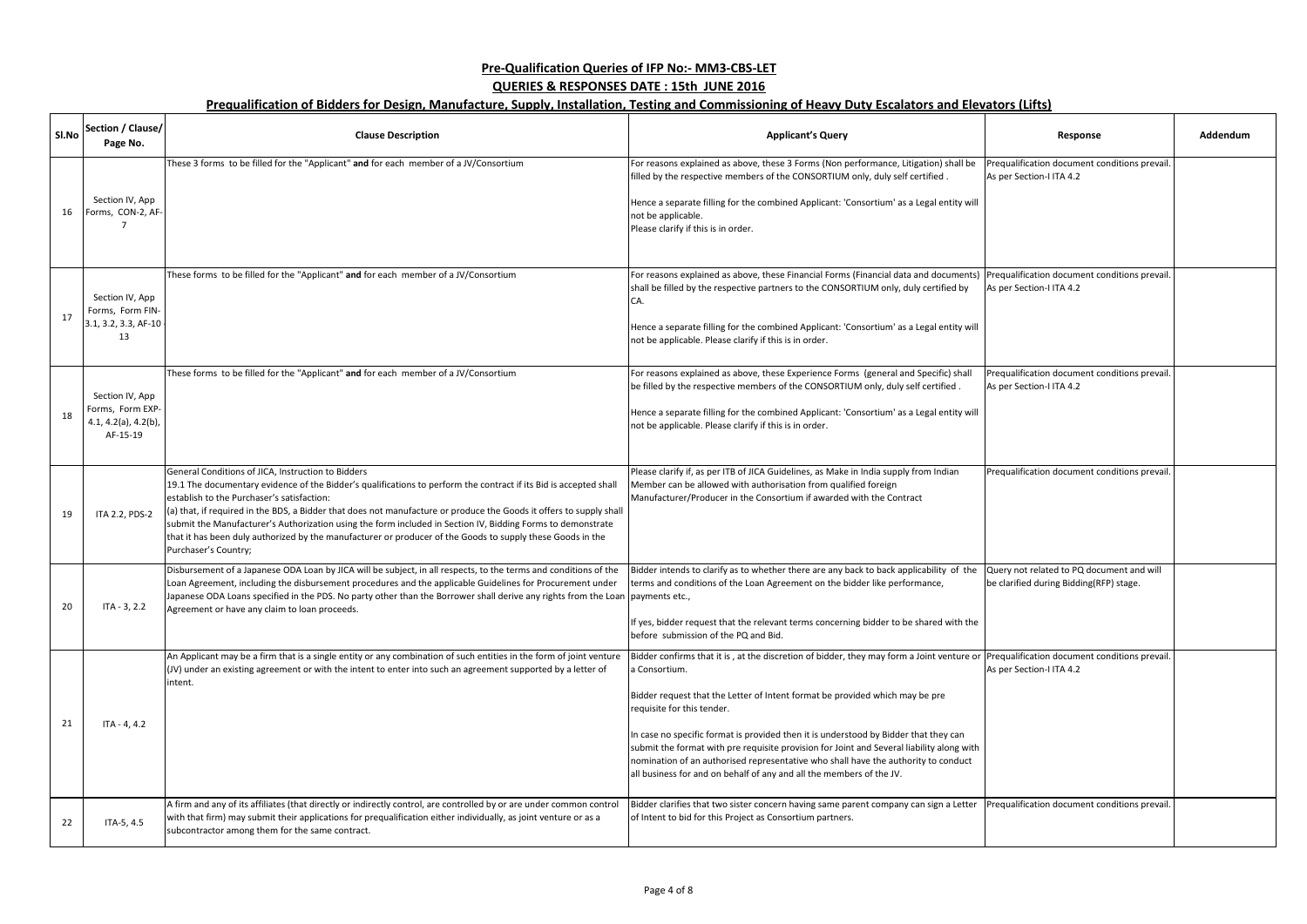## Pre-Qualification Queries of IFP No:- MM3-CBS-LET

## QUERIES & RESPONSES DATE : 15th JUNE 2016

## Prequalification of Bidders for Design, Manufacture, Supply, Installation, Testing and Commissioning of Heavy Duty Escalators and Elevators (Lifts)

| Sl.No | Section / Clause/ Page No. | Clause Description | Applicant's Query | Response | Addendum |
|---|---|---|---|---|---|
| 16 | Section IV, App Forms, CON-2, AF-7 | These 3 forms to be filled for the "Applicant" **and** for each member of a JV/Consortium | For reasons explained as above, these 3 Forms (Non performance, Litigation) shall be filled by the respective members of the CONSORTIUM only, duly self certified .<br><br>Hence a separate filling for the combined Applicant: 'Consortium' as a Legal entity will not be applicable.<br>Please clarify if this is in order. | Prequalification document conditions prevail. As per Section-I ITA 4.2 | |
| 17 | Section IV, App Forms, Form FIN-3.1, 3.2, 3.3, AF-10 - 13 | These forms to be filled for the "Applicant" **and** for each member of a JV/Consortium | For reasons explained as above, these Financial Forms (Financial data and documents) shall be filled by the respective partners to the CONSORTIUM only, duly certified by CA.<br><br>Hence a separate filling for the combined Applicant: 'Consortium' as a Legal entity will not be applicable. Please clarify if this is in order. | Prequalification document conditions prevail. As per Section-I ITA 4.2 | |
| 18 | Section IV, App Forms, Form EXP-4.1, 4.2(a), 4.2(b), AF-15-19 | These forms to be filled for the "Applicant" **and** for each member of a JV/Consortium | For reasons explained as above, these Experience Forms (general and Specific) shall be filled by the respective members of the CONSORTIUM only, duly self certified .<br><br>Hence a separate filling for the combined Applicant: 'Consortium' as a Legal entity will not be applicable. Please clarify if this is in order. | Prequalification document conditions prevail. As per Section-I ITA 4.2 | |
| 19 | ITA 2.2, PDS-2 | General Conditions of JICA, Instruction to Bidders<br>19.1 The documentary evidence of the Bidder's qualifications to perform the contract if its Bid is accepted shall establish to the Purchaser's satisfaction:<br>(a) that, if required in the BDS, a Bidder that does not manufacture or produce the Goods it offers to supply shall submit the Manufacturer's Authorization using the form included in Section IV, Bidding Forms to demonstrate that it has been duly authorized by the manufacturer or producer of the Goods to supply these Goods in the Purchaser's Country; | Please clarify if, as per ITB of JICA Guidelines, as Make in India supply from Indian Member can be allowed with authorisation from qualified foreign Manufacturer/Producer in the Consortium if awarded with the Contract | Prequalification document conditions prevail. | |
| 20 | ITA - 3, 2.2 | Disbursement of a Japanese ODA Loan by JICA will be subject, in all respects, to the terms and conditions of the Loan Agreement, including the disbursement procedures and the applicable Guidelines for Procurement under Japanese ODA Loans specified in the PDS. No party other than the Borrower shall derive any rights from the Loan Agreement or have any claim to loan proceeds. | Bidder intends to clarify as to whether there are any back to back applicability of the terms and conditions of the Loan Agreement on the bidder like performance, payments etc.,<br><br>If yes, bidder request that the relevant terms concerning bidder to be shared with the before submission of the PQ and Bid. | Query not related to PQ document and will be clarified during Bidding(RFP) stage. | |
| 21 | ITA - 4, 4.2 | An Applicant may be a firm that is a single entity or any combination of such entities in the form of joint venture (JV) under an existing agreement or with the intent to enter into such an agreement supported by a letter of intent. | Bidder confirms that it is , at the discretion of bidder, they may form a Joint venture or a Consortium.<br><br>Bidder request that the Letter of Intent format be provided which may be pre requisite for this tender.<br><br>In case no specific format is provided then it is understood by Bidder that they can submit the format with pre requisite provision for Joint and Several liability along with nomination of an authorised representative who shall have the authority to conduct all business for and on behalf of any and all the members of the JV. | Prequalification document conditions prevail. As per Section-I ITA 4.2 | |
| 22 | ITA-5, 4.5 | A firm and any of its affiliates (that directly or indirectly control, are controlled by or are under common control with that firm) may submit their applications for prequalification either individually, as joint venture or as a subcontractor among them for the same contract. | Bidder clarifies that two sister concern having same parent company can sign a Letter of Intent to bid for this Project as Consortium partners. | Prequalification document conditions prevail. | |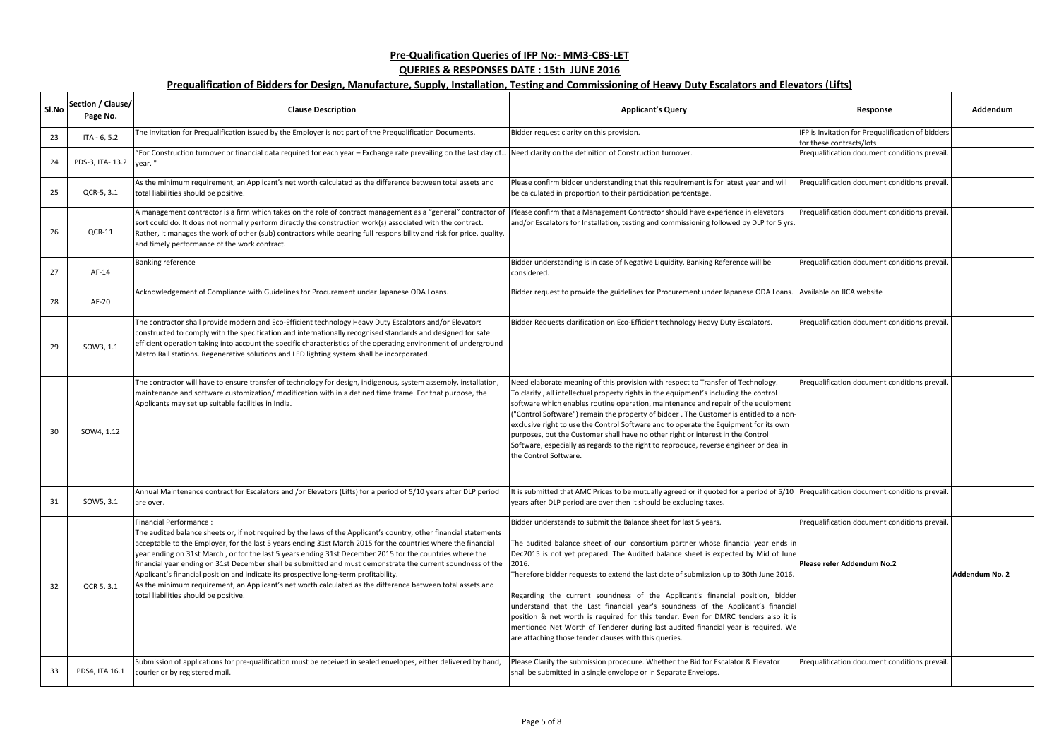## Pre-Qualification Queries of IFP No:- MM3-CBS-LET

## QUERIES & RESPONSES DATE : 15th JUNE 2016

## Prequalification of Bidders for Design, Manufacture, Supply, Installation, Testing and Commissioning of Heavy Duty Escalators and Elevators (Lifts)

| Sl.No | Section / Clause/ Page No. | Clause Description | Applicant's Query | Response | Addendum |
|---|---|---|---|---|---|
| 23 | ITA - 6, 5.2 | The Invitation for Prequalification issued by the Employer is not part of the Prequalification Documents. | Bidder request clarity on this provision. | IFP is Invitation for Prequalification of bidders for these contracts/lots | |
| 24 | PDS-3, ITA- 13.2 | "For Construction turnover or financial data required for each year – Exchange rate prevailing on the last day of… year. " | Need clarity on the definition of Construction turnover. | Prequalification document conditions prevail. | |
| 25 | QCR-5, 3.1 | As the minimum requirement, an Applicant's net worth calculated as the difference between total assets and total liabilities should be positive. | Please confirm bidder understanding that this requirement is for latest year and will be calculated in proportion to their participation percentage. | Prequalification document conditions prevail. | |
| 26 | QCR-11 | A management contractor is a firm which takes on the role of contract management as a "general" contractor of sort could do. It does not normally perform directly the construction work(s) associated with the contract. Rather, it manages the work of other (sub) contractors while bearing full responsibility and risk for price, quality, and timely performance of the work contract. | Please confirm that a Management Contractor should have experience in elevators and/or Escalators for Installation, testing and commissioning followed by DLP for 5 yrs. | Prequalification document conditions prevail. | |
| 27 | AF-14 | Banking reference | Bidder understanding is in case of Negative Liquidity, Banking Reference will be considered. | Prequalification document conditions prevail. | |
| 28 | AF-20 | Acknowledgement of Compliance with Guidelines for Procurement under Japanese ODA Loans. | Bidder request to provide the guidelines for Procurement under Japanese ODA Loans. | Available on JICA website | |
| 29 | SOW3, 1.1 | The contractor shall provide modern and Eco-Efficient technology Heavy Duty Escalators and/or Elevators constructed to comply with the specification and internationally recognised standards and designed for safe efficient operation taking into account the specific characteristics of the operating environment of underground Metro Rail stations. Regenerative solutions and LED lighting system shall be incorporated. | Bidder Requests clarification on Eco-Efficient technology Heavy Duty Escalators. | Prequalification document conditions prevail. | |
| 30 | SOW4, 1.12 | The contractor will have to ensure transfer of technology for design, indigenous, system assembly, installation, maintenance and software customization/ modification with in a defined time frame. For that purpose, the Applicants may set up suitable facilities in India. | Need elaborate meaning of this provision with respect to Transfer of Technology. To clarify , all intellectual property rights in the equipment's including the control software which enables routine operation, maintenance and repair of the equipment ("Control Software") remain the property of bidder . The Customer is entitled to a non-exclusive right to use the Control Software and to operate the Equipment for its own purposes, but the Customer shall have no other right or interest in the Control Software, especially as regards to the right to reproduce, reverse engineer or deal in the Control Software. | Prequalification document conditions prevail. | |
| 31 | SOW5, 3.1 | Annual Maintenance contract for Escalators and /or Elevators (Lifts) for a period of 5/10 years after DLP period are over. | It is submitted that AMC Prices to be mutually agreed or if quoted for a period of 5/10 years after DLP period are over then it should be excluding taxes. | Prequalification document conditions prevail. | |
| 32 | QCR 5, 3.1 | Financial Performance : The audited balance sheets or, if not required by the laws of the Applicant's country, other financial statements acceptable to the Employer, for the last 5 years ending 31st March 2015 for the countries where the financial year ending on 31st March , or for the last 5 years ending 31st December 2015 for the countries where the financial year ending on 31st December shall be submitted and must demonstrate the current soundness of the Applicant's financial position and indicate its prospective long-term profitability. As the minimum requirement, an Applicant's net worth calculated as the difference between total assets and total liabilities should be positive. | Bidder understands to submit the Balance sheet for last 5 years. The audited balance sheet of our consortium partner whose financial year ends in Dec2015 is not yet prepared. The Audited balance sheet is expected by Mid of June 2016. Therefore bidder requests to extend the last date of submission up to 30th June 2016. Regarding the current soundness of the Applicant's financial position, bidder understand that the Last financial year's soundness of the Applicant's financial position & net worth is required for this tender. Even for DMRC tenders also it is mentioned Net Worth of Tenderer during last audited financial year is required. We are attaching those tender clauses with this queries. | Prequalification document conditions prevail. **Please refer Addendum No.2** | **Addendum No. 2** |
| 33 | PDS4, ITA 16.1 | Submission of applications for pre-qualification must be received in sealed envelopes, either delivered by hand, courier or by registered mail. | Please Clarify the submission procedure. Whether the Bid for Escalator & Elevator shall be submitted in a single envelope or in Separate Envelops. | Prequalification document conditions prevail. | |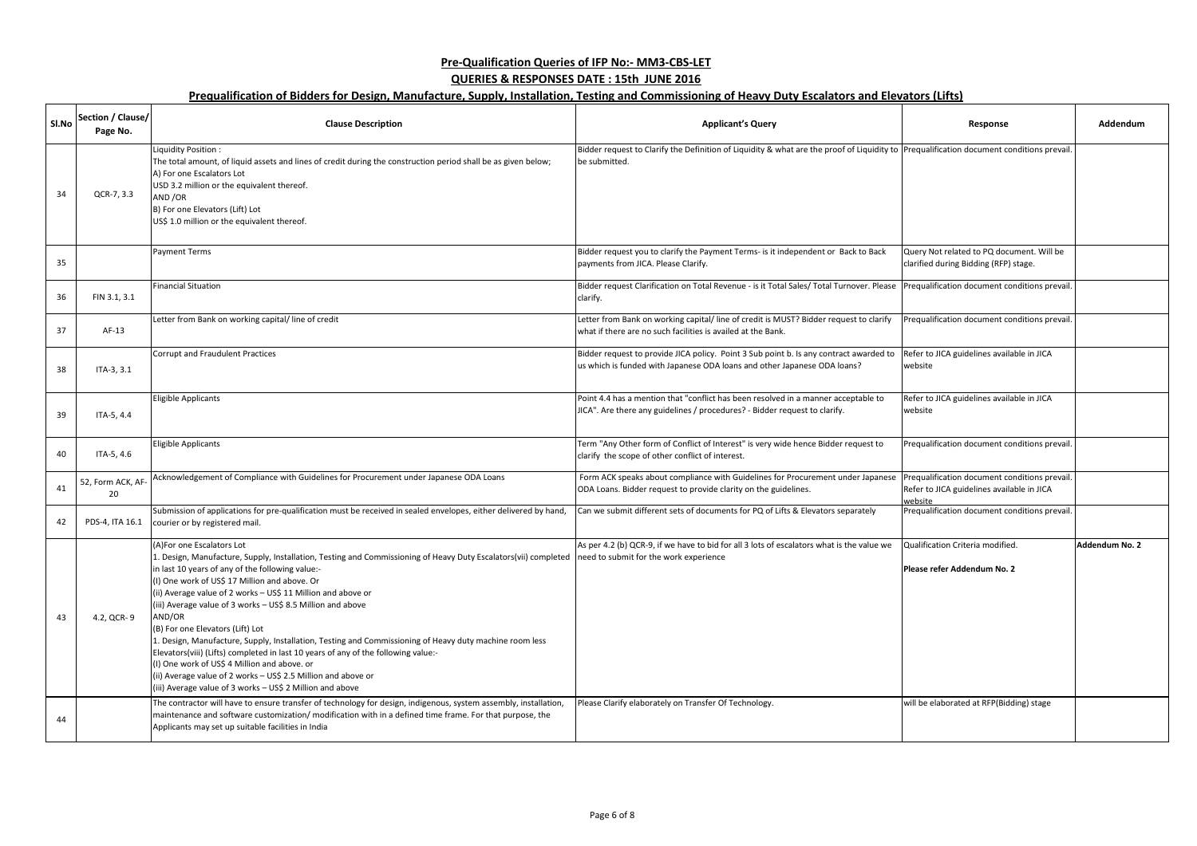**Pre-Qualification Queries of IFP No:- MM3-CBS-LET**

**QUERIES & RESPONSES DATE : 15th JUNE 2016**

**Prequalification of Bidders for Design, Manufacture, Supply, Installation, Testing and Commissioning of Heavy Duty Escalators and Elevators (Lifts)**

| Sl.No | Section / Clause/ Page No. | Clause Description | Applicant's Query | Response | Addendum |
|---|---|---|---|---|---|
| 34 | QCR-7, 3.3 | Liquidity Position :<br>The total amount, of liquid assets and lines of credit during the construction period shall be as given below;<br>A) For one Escalators Lot<br>USD 3.2 million or the equivalent thereof.<br>AND /OR<br>B) For one Elevators (Lift) Lot<br>US$ 1.0 million or the equivalent thereof. | Bidder request to Clarify the Definition of Liquidity & what are the proof of Liquidity to be submitted. | Prequalification document conditions prevail. | |
| 35 | | Payment Terms | Bidder request you to clarify the Payment Terms- is it independent or Back to Back payments from JICA. Please Clarify. | Query Not related to PQ document. Will be clarified during Bidding (RFP) stage. | |
| 36 | FIN 3.1, 3.1 | Financial Situation | Bidder request Clarification on Total Revenue - is it Total Sales/ Total Turnover. Please clarify. | Prequalification document conditions prevail. | |
| 37 | AF-13 | Letter from Bank on working capital/ line of credit | Letter from Bank on working capital/ line of credit is MUST? Bidder request to clarify what if there are no such facilities is availed at the Bank. | Prequalification document conditions prevail. | |
| 38 | ITA-3, 3.1 | Corrupt and Fraudulent Practices | Bidder request to provide JICA policy. Point 3 Sub point b. Is any contract awarded to us which is funded with Japanese ODA loans and other Japanese ODA loans? | Refer to JICA guidelines available in JICA website | |
| 39 | ITA-5, 4.4 | Eligible Applicants | Point 4.4 has a mention that "conflict has been resolved in a manner acceptable to JICA". Are there any guidelines / procedures? - Bidder request to clarify. | Refer to JICA guidelines available in JICA website | |
| 40 | ITA-5, 4.6 | Eligible Applicants | Term "Any Other form of Conflict of Interest" is very wide hence Bidder request to clarify the scope of other conflict of interest. | Prequalification document conditions prevail. | |
| 41 | 52, Form ACK, AF-20 | Acknowledgement of Compliance with Guidelines for Procurement under Japanese ODA Loans | Form ACK speaks about compliance with Guidelines for Procurement under Japanese ODA Loans. Bidder request to provide clarity on the guidelines. | Prequalification document conditions prevail. Refer to JICA guidelines available in JICA website | |
| 42 | PDS-4, ITA 16.1 | Submission of applications for pre-qualification must be received in sealed envelopes, either delivered by hand, courier or by registered mail. | Can we submit different sets of documents for PQ of Lifts & Elevators separately | Prequalification document conditions prevail. | |
| 43 | 4.2, QCR- 9 | (A)For one Escalators Lot<br>1. Design, Manufacture, Supply, Installation, Testing and Commissioning of Heavy Duty Escalators(vii) completed in last 10 years of any of the following value:-<br>(I) One work of US$ 17 Million and above. Or<br>(ii) Average value of 2 works – US$ 11 Million and above or<br>(iii) Average value of 3 works – US$ 8.5 Million and above<br>AND/OR<br>(B) For one Elevators (Lift) Lot<br>1. Design, Manufacture, Supply, Installation, Testing and Commissioning of Heavy duty machine room less Elevators(viii) (Lifts) completed in last 10 years of any of the following value:-<br>(I) One work of US$ 4 Million and above. or<br>(ii) Average value of 2 works – US$ 2.5 Million and above or<br>(iii) Average value of 3 works – US$ 2 Million and above | As per 4.2 (b) QCR-9, if we have to bid for all 3 lots of escalators what is the value we need to submit for the work experience | Qualification Criteria modified.<br><br>**Please refer Addendum No. 2** | **Addendum No. 2** |
| 44 | | The contractor will have to ensure transfer of technology for design, indigenous, system assembly, installation, maintenance and software customization/ modification with in a defined time frame. For that purpose, the Applicants may set up suitable facilities in India | Please Clarify elaborately on Transfer Of Technology. | will be elaborated at RFP(Bidding) stage | |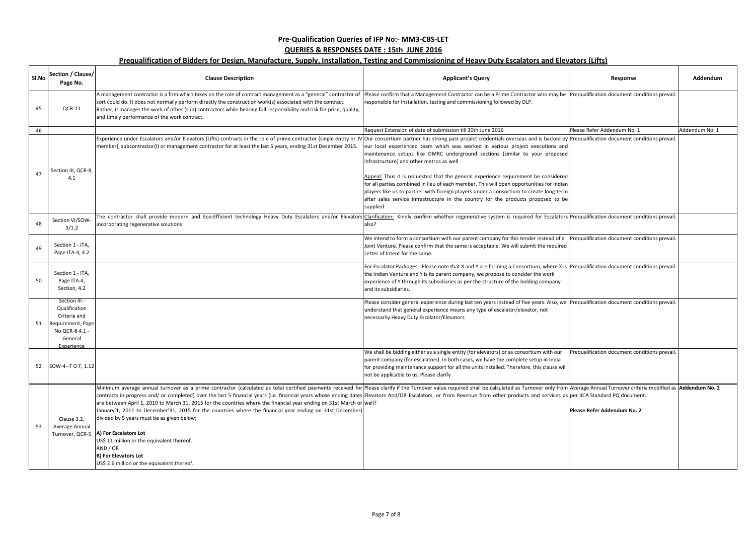## Pre-Qualification Queries of IFP No:- MM3-CBS-LET

## QUERIES & RESPONSES DATE : 15th JUNE 2016

## Prequalification of Bidders for Design, Manufacture, Supply, Installation, Testing and Commissioning of Heavy Duty Escalators and Elevators (Lifts)

| Sl.No | Section / Clause/ Page No. | Clause Description | Applicant's Query | Response | Addendum |
|---|---|---|---|---|---|
| 45 | QCR-11 | A management contractor is a firm which takes on the role of contract management as a "general" contractor of sort could do. It does not normally perform directly the construction work(s) associated with the contract. Rather, it manages the work of other (sub) contractors while bearing full responsibility and risk for price, quality, and timely performance of the work contract. | Please confirm that a Management Contractor can be a Prime Contractor who may be responsible for Installation, testing and commissioning followed by DLP. | Prequalification document conditions prevail. | |
| 46 | | | Request Extension of date of submission till 30th June 2016 | Please Refer Addendum No. 1 | Addendum No. 1 |
| 47 | Section III, QCR-8, 4.1 | Experience under Escalators and/or Elevators (Lifts) contracts in the role of prime contractor (single entity or JV member), subcontractor(I) or management contractor for at least the last 5 years, ending 31st December 2015. | Our consortium partner has strong past project credentials overseas and is backed by our local experienced team which was worked in various project executions and maintenance setups like DMRC underground sections (similar to your proposed infrastructure) and other metros as well<br><br>Appeal: Thus it is requested that the general experience requirement be considered for all parties combined in lieu of each member. This will open opportunities for Indian players like us to partner with foreign players under a consortium to create long term after sales service infrastructure in the country for the products proposed to be supplied. | Prequalification document conditions prevail. | |
| 48 | Section VI/SOW-3/1.2 | The contractor shall provide modern and Eco-Efficient technology Heavy Duty Escalators and/or Elevators incorporating regenerative solutions | Clarification: Kindly confirm whether regenerative system is required for Escalators also? | Prequalification document conditions prevail. | |
| 49 | Section 1 - ITA, Page ITA-4, 4.2 | | We intend to form a consortium with our parent company for this tender instead of a Joint Venture. Please confirm that the same is acceptable. We will submit the required Letter of Intent for the same. | Prequalification document conditions prevail. | |
| 50 | Section 1 - ITA, Page ITA-4, Section, 4.2 | | For Escalator Packages - Please note that X and Y are forming a Consortium, where X is the Indian Venture and Y is its parent company, we propose to consider the work experience of Y through its subsidiaries as per the structure of the holding company and its subsidiaries. | Prequalification document conditions prevail. | |
| 51 | Section III - Qualification Criteria and Requirement, Page No QCR-8 4.1 - General Experience | | Please consider general experience during last ten years instead of five years. Also, we understand that general experience means any type of escalator/elevator, not necessarily Heavy Duty Escalator/Elevators | Prequalification document conditions prevail. | |
| 52 | SOW-4--T O T, 1.12 | | We shall be bidding either as a single entity (for elevators) or as consortium with our parent company (for escalators). In both cases, we have the complete setup in India for providing maintenance support for all the units installed. Therefore, this clause will not be applicable to us. Please clarify | Prequalification document conditions prevail. | |
| 53 | Clause 3.2, Average Annual Turnover, QCR-5 | Minimum average annual turnover as a prime contractor (calculated as total certified payments received for contracts in progress and/ or completed) over the last 5 financial years (i.e. financial years whose ending dates are between April 1, 2010 to March 31, 2015 for the countries where the financial year ending on 31st March or January'1, 2011 to December'31, 2015 for the countries where the financial year ending on 31st December) divided by 5 years must be as given below;<br><br>**A) For Escalators Lot**<br>US$ 11 million or the equivalent thereof.<br>AND / OR<br>**B) For Elevators Lot**<br>US$ 2.6 million or the equivalent thereof. | Please clarify if the Turnover value required shall be calculated as Turnover only from Elevators And/OR Escalators, or from Revenue from other products and services as well? | Average Annual Turnover criteria modified as per JICA Standard PQ document.<br><br>**Please Refer Addendum No. 2** | **Addendum No. 2** |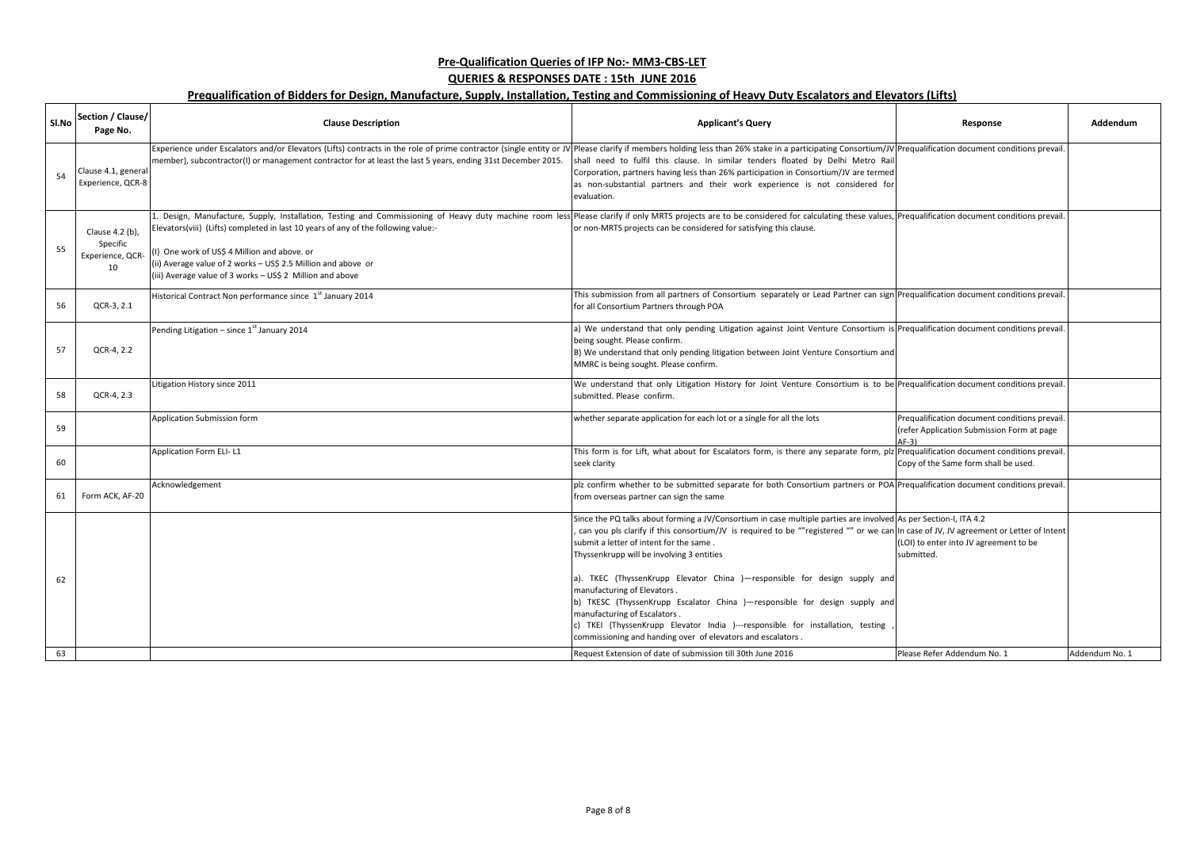## Pre-Qualification Queries of IFP No:- MM3-CBS-LET

## QUERIES & RESPONSES DATE : 15th JUNE 2016

## Prequalification of Bidders for Design, Manufacture, Supply, Installation, Testing and Commissioning of Heavy Duty Escalators and Elevators (Lifts)

| Sl.No | Section / Clause/ Page No. | Clause Description | Applicant's Query | Response | Addendum |
|---|---|---|---|---|---|
| 54 | Clause 4.1, general Experience, QCR-8 | Experience under Escalators and/or Elevators (Lifts) contracts in the role of prime contractor (single entity or JV member), subcontractor(I) or management contractor for at least the last 5 years, ending 31st December 2015. | Please clarify if members holding less than 26% stake in a participating Consortium/JV shall need to fulfil this clause. In similar tenders floated by Delhi Metro Rail Corporation, partners having less than 26% participation in Consortium/JV are termed as non-substantial partners and their work experience is not considered for evaluation. | Prequalification document conditions prevail. | |
| 55 | Clause 4.2 (b), Specific Experience, QCR-10 | 1. Design, Manufacture, Supply, Installation, Testing and Commissioning of Heavy duty machine room less Elevators(viii) (Lifts) completed in last 10 years of any of the following value:-<br>(I) One work of US$ 4 Million and above. or<br>(ii) Average value of 2 works – US$ 2.5 Million and above or<br>(iii) Average value of 3 works – US$ 2 Million and above | Please clarify if only MRTS projects are to be considered for calculating these values, or non-MRTS projects can be considered for satisfying this clause. | Prequalification document conditions prevail. | |
| 56 | QCR-3, 2.1 | Historical Contract Non performance since 1st January 2014 | This submission from all partners of Consortium separately or Lead Partner can sign for all Consortium Partners through POA | Prequalification document conditions prevail. | |
| 57 | QCR-4, 2.2 | Pending Litigation – since 1st January 2014 | a) We understand that only pending Litigation against Joint Venture Consortium is being sought. Please confirm.<br>B) We understand that only pending litigation between Joint Venture Consortium and MMRC is being sought. Please confirm. | Prequalification document conditions prevail. | |
| 58 | QCR-4, 2.3 | Litigation History since 2011 | We understand that only Litigation History for Joint Venture Consortium is to be submitted. Please confirm. | Prequalification document conditions prevail. | |
| 59 | | Application Submission form | whether separate application for each lot or a single for all the lots | Prequalification document conditions prevail. (refer Application Submission Form at page AF-3) | |
| 60 | | Application Form ELI- L1 | This form is for Lift, what about for Escalators form, is there any separate form, plz seek clarity | Prequalification document conditions prevail. Copy of the Same form shall be used. | |
| 61 | Form ACK, AF-20 | Acknowledgement | plz confirm whether to be submitted separate for both Consortium partners or POA from overseas partner can sign the same | Prequalification document conditions prevail. | |
| 62 | | | Since the PQ talks about forming a JV/Consortium in case multiple parties are involved , can you pls clarify if this consortium/JV is required to be ""registered "" or we can submit a letter of intent for the same .<br>Thyssenkrupp will be involving 3 entities<br>a). TKEC (ThyssenKrupp Elevator China )—responsible for design supply and manufacturing of Elevators .<br>b) TKESC (ThyssenKrupp Escalator China )—responsible for design supply and manufacturing of Escalators .<br>c) TKEI (ThyssenKrupp Elevator India )---responsible for installation, testing , commissioning and handing over of elevators and escalators . | As per Section-I, ITA 4.2<br>In case of JV, JV agreement or Letter of Intent (LOI) to enter into JV agreement to be submitted. | |
| 63 | | | Request Extension of date of submission till 30th June 2016 | Please Refer Addendum No. 1 | Addendum No. 1 |